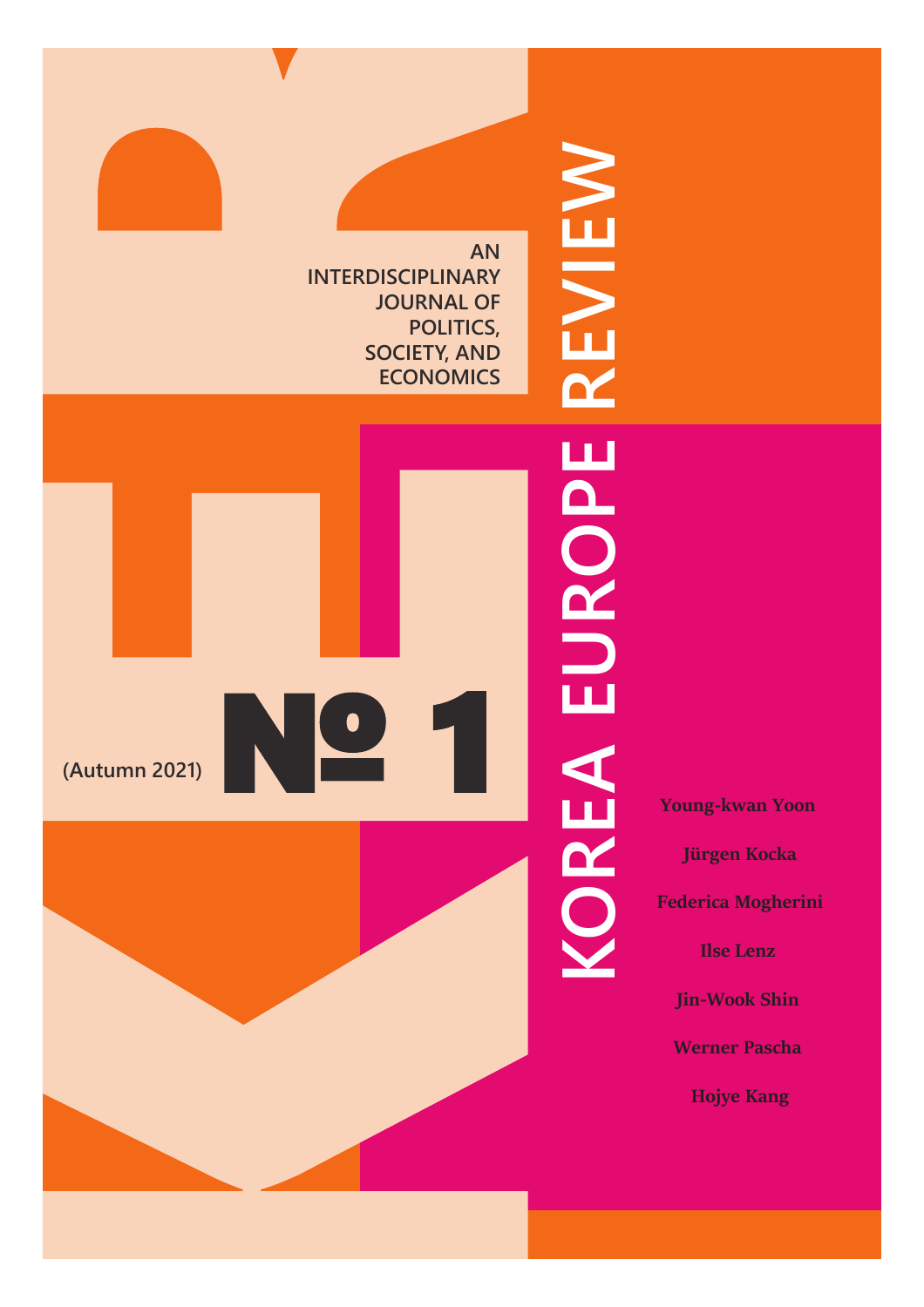# KOREA EUROPE REVIEW

AN INTERDISCIPLINARY JOURNAL OF POLITICS, SOCIETY, AND ECONOMICS

(Autumn 2021) **№ 1**

**Young-kwan Yoon**

**Jürgen Kocka**

**Federica Mogherini**

**Ilse Lenz**

**Jin-Wook Shin**

**Werner Pascha**

**Hojye Kang**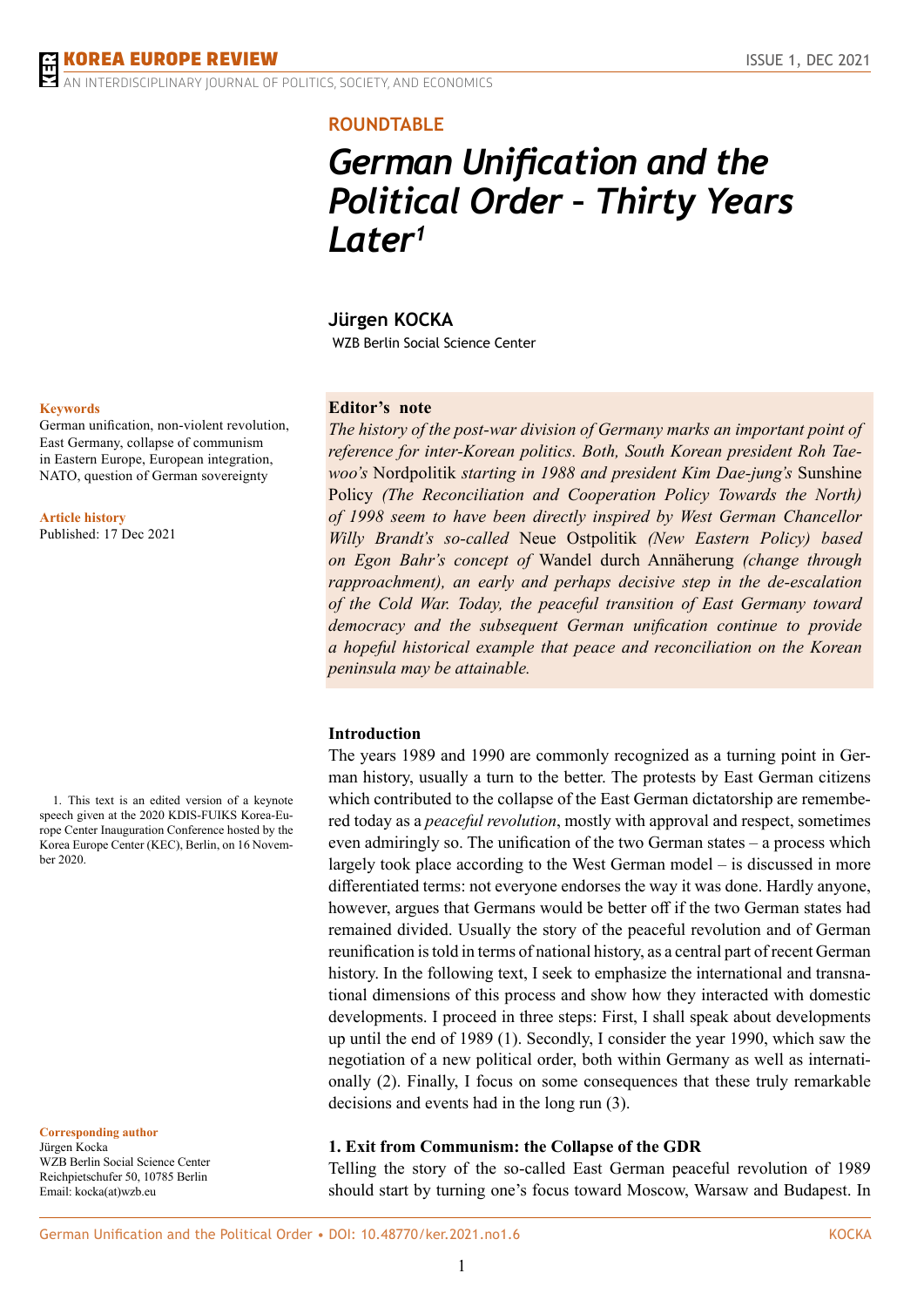## ROUNDTABLE

# *German Unification and the Political Order – Thirty Years Later*[1]

**Jürgen KOCKA**

WZB Berlin Social Science Center

**Keywords**

German unification, non-violent revolution, East Germany, collapse of communism in Eastern Europe, European integration, NATO, question of German sovereignty

**Article history**

Published: 17 Dec 2021

**Corresponding author**

Jürgen Kocka
WZB Berlin Social Science Center
Reichpietschufer 50, 10785 Berlin
Email: kocka(at)wzb.eu

**Editor's note**

*The history of the post-war division of Germany marks an important point of reference for inter-Korean politics. Both, South Korean president Roh Tae-woo's* Nordpolitik *starting in 1988 and president Kim Dae-jung's* Sunshine Policy *(The Reconciliation and Cooperation Policy Towards the North) of 1998 seem to have been directly inspired by West German Chancellor Willy Brandt's so-called* Neue Ostpolitik *(New Eastern Policy) based on Egon Bahr's concept of* Wandel durch Annäherung *(change through rapproachment), an early and perhaps decisive step in the de-escalation of the Cold War. Today, the peaceful transition of East Germany toward democracy and the subsequent German unification continue to provide a hopeful historical example that peace and reconciliation on the Korean peninsula may be attainable.*

**Introduction**

The years 1989 and 1990 are commonly recognized as a turning point in German history, usually a turn to the better. The protests by East German citizens which contributed to the collapse of the East German dictatorship are remembered today as a *peaceful revolution*, mostly with approval and respect, sometimes even admiringly so. The unification of the two German states – a process which largely took place according to the West German model – is discussed in more differentiated terms: not everyone endorses the way it was done. Hardly anyone, however, argues that Germans would be better off if the two German states had remained divided. Usually the story of the peaceful revolution and of German reunification is told in terms of national history, as a central part of recent German history. In the following text, I seek to emphasize the international and transnational dimensions of this process and show how they interacted with domestic developments. I proceed in three steps: First, I shall speak about developments up until the end of 1989 (1). Secondly, I consider the year 1990, which saw the negotiation of a new political order, both within Germany as well as internationally (2). Finally, I focus on some consequences that these truly remarkable decisions and events had in the long run (3).

**1. Exit from Communism: the Collapse of the GDR**

Telling the story of the so-called East German peaceful revolution of 1989 should start by turning one's focus toward Moscow, Warsaw and Budapest. In

1. This text is an edited version of a keynote speech given at the 2020 KDIS-FUIKS Korea-Europe Center Inauguration Conference hosted by the Korea Europe Center (KEC), Berlin, on 16 November 2020.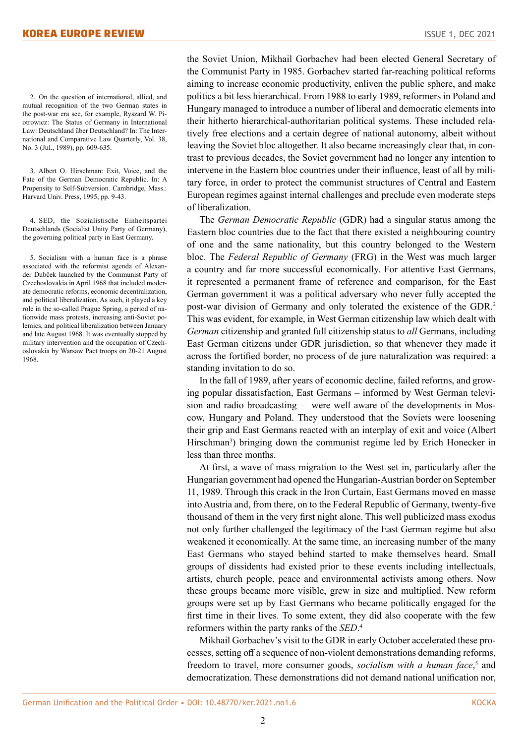the Soviet Union, Mikhail Gorbachev had been elected General Secretary of the Communist Party in 1985. Gorbachev started far-reaching political reforms aiming to increase economic productivity, enliven the public sphere, and make politics a bit less hierarchical. From 1988 to early 1989, reformers in Poland and Hungary managed to introduce a number of liberal and democratic elements into their hitherto hierarchical-authoritarian political systems. These included relatively free elections and a certain degree of national autonomy, albeit without leaving the Soviet bloc altogether. It also became increasingly clear that, in contrast to previous decades, the Soviet government had no longer any intention to intervene in the Eastern bloc countries under their influence, least of all by military force, in order to protect the communist structures of Central and Eastern European regimes against internal challenges and preclude even moderate steps of liberalization.

The *German Democratic Republic* (GDR) had a singular status among the Eastern bloc countries due to the fact that there existed a neighbouring country of one and the same nationality, but this country belonged to the Western bloc. The *Federal Republic of Germany* (FRG) in the West was much larger a country and far more successful economically. For attentive East Germans, it represented a permanent frame of reference and comparison, for the East German government it was a political adversary who never fully accepted the post-war division of Germany and only tolerated the existence of the GDR.[2] This was evident, for example, in West German citizenship law which dealt with *German* citizenship and granted full citizenship status to *all* Germans, including East German citizens under GDR jurisdiction, so that whenever they made it across the fortified border, no process of de jure naturalization was required: a standing invitation to do so.

In the fall of 1989, after years of economic decline, failed reforms, and growing popular dissatisfaction, East Germans – informed by West German television and radio broadcasting – were well aware of the developments in Moscow, Hungary and Poland. They understood that the Soviets were loosening their grip and East Germans reacted with an interplay of exit and voice (Albert Hirschman[3]) bringing down the communist regime led by Erich Honecker in less than three months.

At first, a wave of mass migration to the West set in, particularly after the Hungarian government had opened the Hungarian-Austrian border on September 11, 1989. Through this crack in the Iron Curtain, East Germans moved en masse into Austria and, from there, on to the Federal Republic of Germany, twenty-five thousand of them in the very first night alone. This well publicized mass exodus not only further challenged the legitimacy of the East German regime but also weakened it economically. At the same time, an increasing number of the many East Germans who stayed behind started to make themselves heard. Small groups of dissidents had existed prior to these events including intellectuals, artists, church people, peace and environmental activists among others. Now these groups became more visible, grew in size and multiplied. New reform groups were set up by East Germans who became politically engaged for the first time in their lives. To some extent, they did also cooperate with the few reformers within the party ranks of the *SED*.[4]

Mikhail Gorbachev's visit to the GDR in early October accelerated these processes, setting off a sequence of non-violent demonstrations demanding reforms, freedom to travel, more consumer goods, *socialism with a human face*,[5] and democratization. These demonstrations did not demand national unification nor,

---

2. On the question of international, allied, and mutual recognition of the two German states in the post-war era see, for example, Ryszard W. Piotrowicz: The Status of Germany in International Law: Deutschland über Deutschland? In: The International and Comparative Law Quarterly, Vol. 38, No. 3 (Jul., 1989), pp. 609-635.

3. Albert O. Hirschman: Exit, Voice, and the Fate of the German Democratic Republic. In: A Propensity to Self-Subversion. Cambridge, Mass.: Harvard Univ. Press, 1995, pp. 9-43.

4. SED, the Sozialistische Einheitspartei Deutschlands (Socialist Unity Party of Germany), the governing political party in East Germany.

5. Socialism with a human face is a phrase associated with the reformist agenda of Alexander Dubček launched by the Communist Party of Czechoslovakia in April 1968 that included moderate democratic reforms, economic decentralization, and political liberalization. As such, it played a key role in the so-called Prague Spring, a period of nationwide mass protests, increasing anti-Soviet polemics, and political liberalization between January and late August 1968. It was eventually stopped by military intervention and the occupation of Czechoslovakia by Warsaw Pact troops on 20-21 August 1968.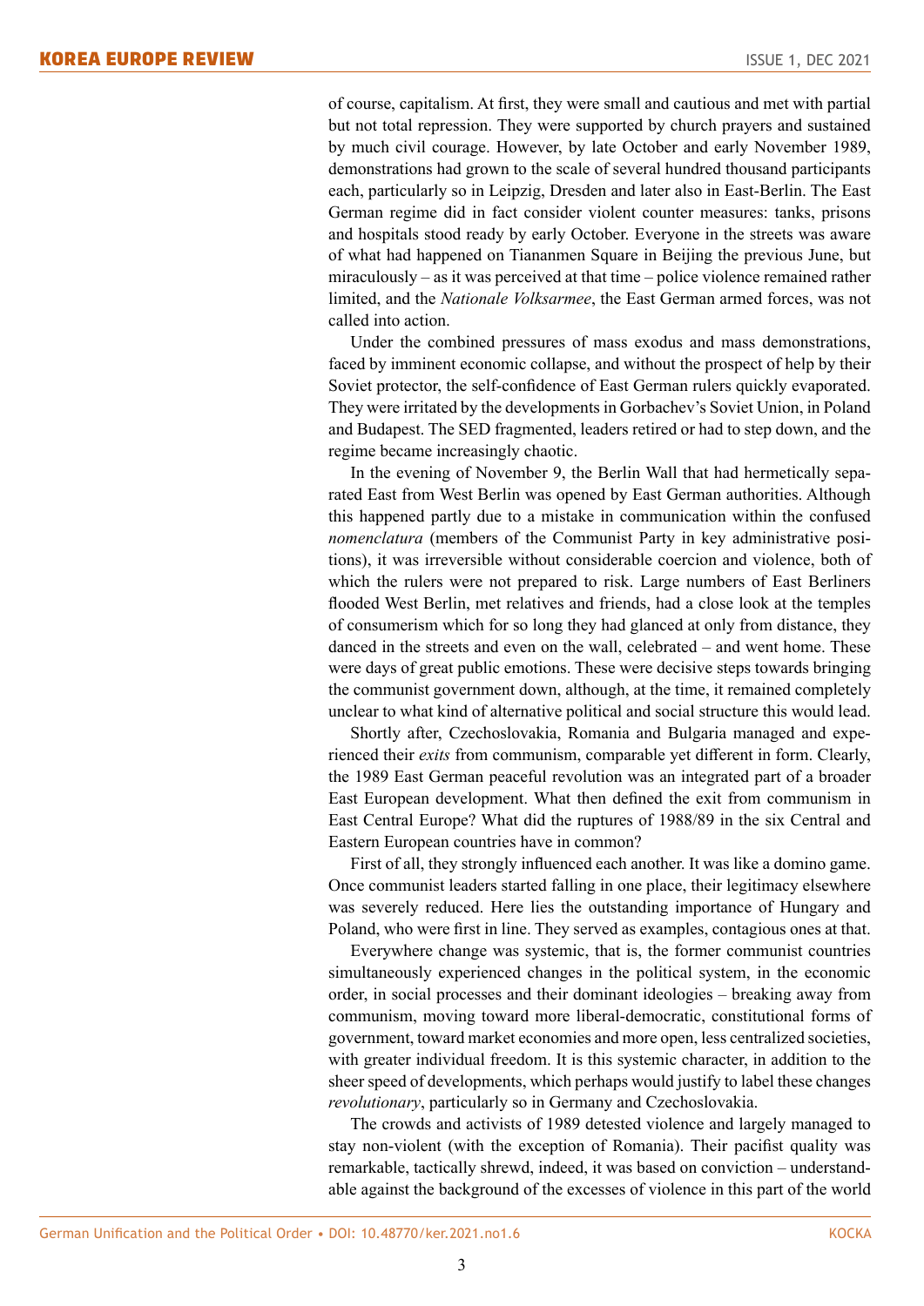of course, capitalism. At first, they were small and cautious and met with partial but not total repression. They were supported by church prayers and sustained by much civil courage. However, by late October and early November 1989, demonstrations had grown to the scale of several hundred thousand participants each, particularly so in Leipzig, Dresden and later also in East-Berlin. The East German regime did in fact consider violent counter measures: tanks, prisons and hospitals stood ready by early October. Everyone in the streets was aware of what had happened on Tiananmen Square in Beijing the previous June, but miraculously – as it was perceived at that time – police violence remained rather limited, and the *Nationale Volksarmee*, the East German armed forces, was not called into action.

Under the combined pressures of mass exodus and mass demonstrations, faced by imminent economic collapse, and without the prospect of help by their Soviet protector, the self-confidence of East German rulers quickly evaporated. They were irritated by the developments in Gorbachev's Soviet Union, in Poland and Budapest. The SED fragmented, leaders retired or had to step down, and the regime became increasingly chaotic.

In the evening of November 9, the Berlin Wall that had hermetically separated East from West Berlin was opened by East German authorities. Although this happened partly due to a mistake in communication within the confused *nomenclatura* (members of the Communist Party in key administrative positions), it was irreversible without considerable coercion and violence, both of which the rulers were not prepared to risk. Large numbers of East Berliners flooded West Berlin, met relatives and friends, had a close look at the temples of consumerism which for so long they had glanced at only from distance, they danced in the streets and even on the wall, celebrated – and went home. These were days of great public emotions. These were decisive steps towards bringing the communist government down, although, at the time, it remained completely unclear to what kind of alternative political and social structure this would lead.

Shortly after, Czechoslovakia, Romania and Bulgaria managed and experienced their *exits* from communism, comparable yet different in form. Clearly, the 1989 East German peaceful revolution was an integrated part of a broader East European development. What then defined the exit from communism in East Central Europe? What did the ruptures of 1988/89 in the six Central and Eastern European countries have in common?

First of all, they strongly influenced each another. It was like a domino game. Once communist leaders started falling in one place, their legitimacy elsewhere was severely reduced. Here lies the outstanding importance of Hungary and Poland, who were first in line. They served as examples, contagious ones at that.

Everywhere change was systemic, that is, the former communist countries simultaneously experienced changes in the political system, in the economic order, in social processes and their dominant ideologies – breaking away from communism, moving toward more liberal-democratic, constitutional forms of government, toward market economies and more open, less centralized societies, with greater individual freedom. It is this systemic character, in addition to the sheer speed of developments, which perhaps would justify to label these changes *revolutionary*, particularly so in Germany and Czechoslovakia.

The crowds and activists of 1989 detested violence and largely managed to stay non-violent (with the exception of Romania). Their pacifist quality was remarkable, tactically shrewd, indeed, it was based on conviction – understandable against the background of the excesses of violence in this part of the world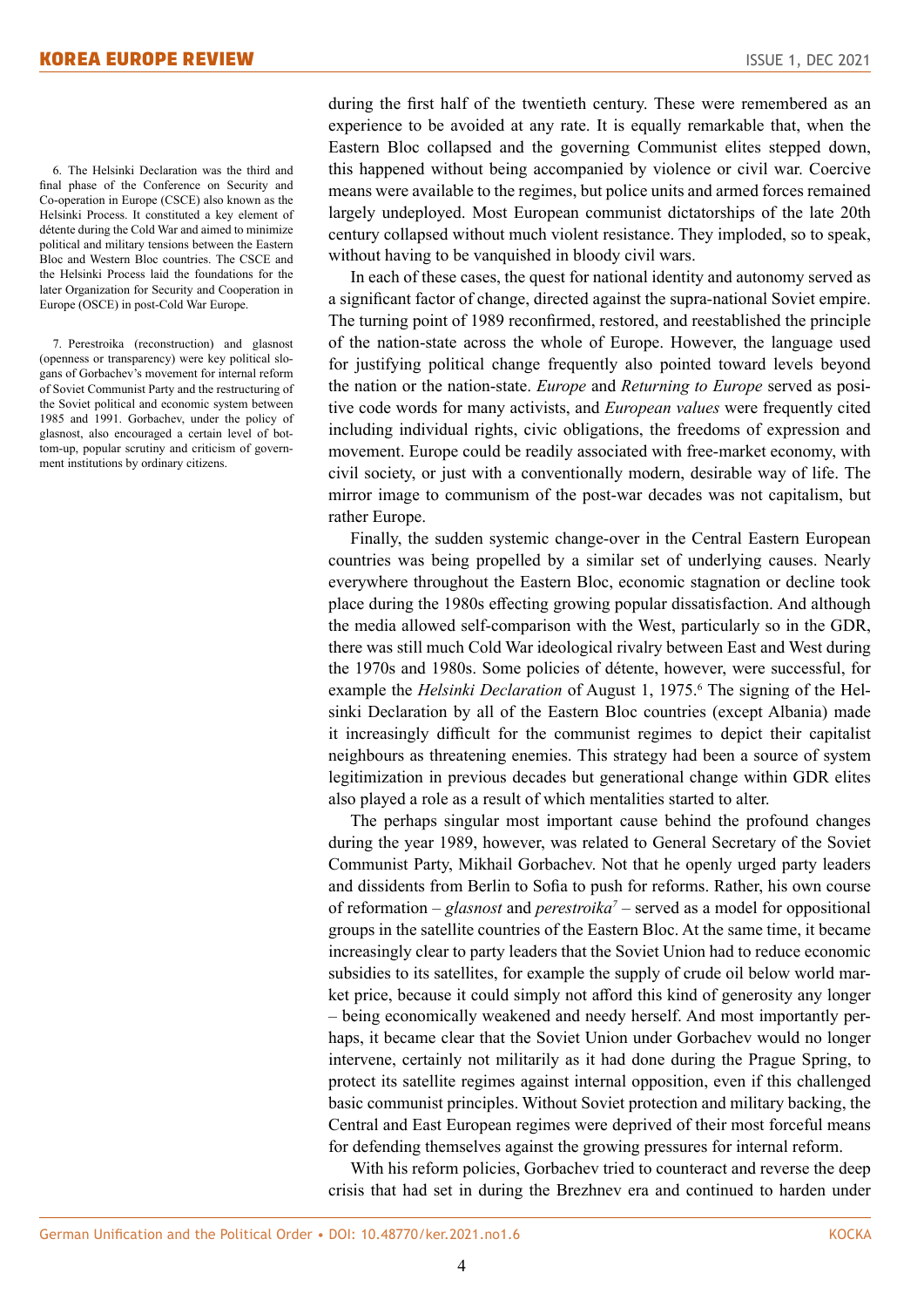during the first half of the twentieth century. These were remembered as an experience to be avoided at any rate. It is equally remarkable that, when the Eastern Bloc collapsed and the governing Communist elites stepped down, this happened without being accompanied by violence or civil war. Coercive means were available to the regimes, but police units and armed forces remained largely undeployed. Most European communist dictatorships of the late 20th century collapsed without much violent resistance. They imploded, so to speak, without having to be vanquished in bloody civil wars.

In each of these cases, the quest for national identity and autonomy served as a significant factor of change, directed against the supra-national Soviet empire. The turning point of 1989 reconfirmed, restored, and reestablished the principle of the nation-state across the whole of Europe. However, the language used for justifying political change frequently also pointed toward levels beyond the nation or the nation-state. *Europe* and *Returning to Europe* served as positive code words for many activists, and *European values* were frequently cited including individual rights, civic obligations, the freedoms of expression and movement. Europe could be readily associated with free-market economy, with civil society, or just with a conventionally modern, desirable way of life. The mirror image to communism of the post-war decades was not capitalism, but rather Europe.

Finally, the sudden systemic change-over in the Central Eastern European countries was being propelled by a similar set of underlying causes. Nearly everywhere throughout the Eastern Bloc, economic stagnation or decline took place during the 1980s effecting growing popular dissatisfaction. And although the media allowed self-comparison with the West, particularly so in the GDR, there was still much Cold War ideological rivalry between East and West during the 1970s and 1980s. Some policies of détente, however, were successful, for example the *Helsinki Declaration* of August 1, 1975.[6] The signing of the Helsinki Declaration by all of the Eastern Bloc countries (except Albania) made it increasingly difficult for the communist regimes to depict their capitalist neighbours as threatening enemies. This strategy had been a source of system legitimization in previous decades but generational change within GDR elites also played a role as a result of which mentalities started to alter.

The perhaps singular most important cause behind the profound changes during the year 1989, however, was related to General Secretary of the Soviet Communist Party, Mikhail Gorbachev. Not that he openly urged party leaders and dissidents from Berlin to Sofia to push for reforms. Rather, his own course of reformation – *glasnost* and *perestroika*[7] – served as a model for oppositional groups in the satellite countries of the Eastern Bloc. At the same time, it became increasingly clear to party leaders that the Soviet Union had to reduce economic subsidies to its satellites, for example the supply of crude oil below world market price, because it could simply not afford this kind of generosity any longer – being economically weakened and needy herself. And most importantly perhaps, it became clear that the Soviet Union under Gorbachev would no longer intervene, certainly not militarily as it had done during the Prague Spring, to protect its satellite regimes against internal opposition, even if this challenged basic communist principles. Without Soviet protection and military backing, the Central and East European regimes were deprived of their most forceful means for defending themselves against the growing pressures for internal reform.

With his reform policies, Gorbachev tried to counteract and reverse the deep crisis that had set in during the Brezhnev era and continued to harden under

6. The Helsinki Declaration was the third and final phase of the Conference on Security and Co-operation in Europe (CSCE) also known as the Helsinki Process. It constituted a key element of détente during the Cold War and aimed to minimize political and military tensions between the Eastern Bloc and Western Bloc countries. The CSCE and the Helsinki Process laid the foundations for the later Organization for Security and Cooperation in Europe (OSCE) in post-Cold War Europe.

7. Perestroika (reconstruction) and glasnost (openness or transparency) were key political slogans of Gorbachev's movement for internal reform of Soviet Communist Party and the restructuring of the Soviet political and economic system between 1985 and 1991. Gorbachev, under the policy of glasnost, also encouraged a certain level of bottom-up, popular scrutiny and criticism of government institutions by ordinary citizens.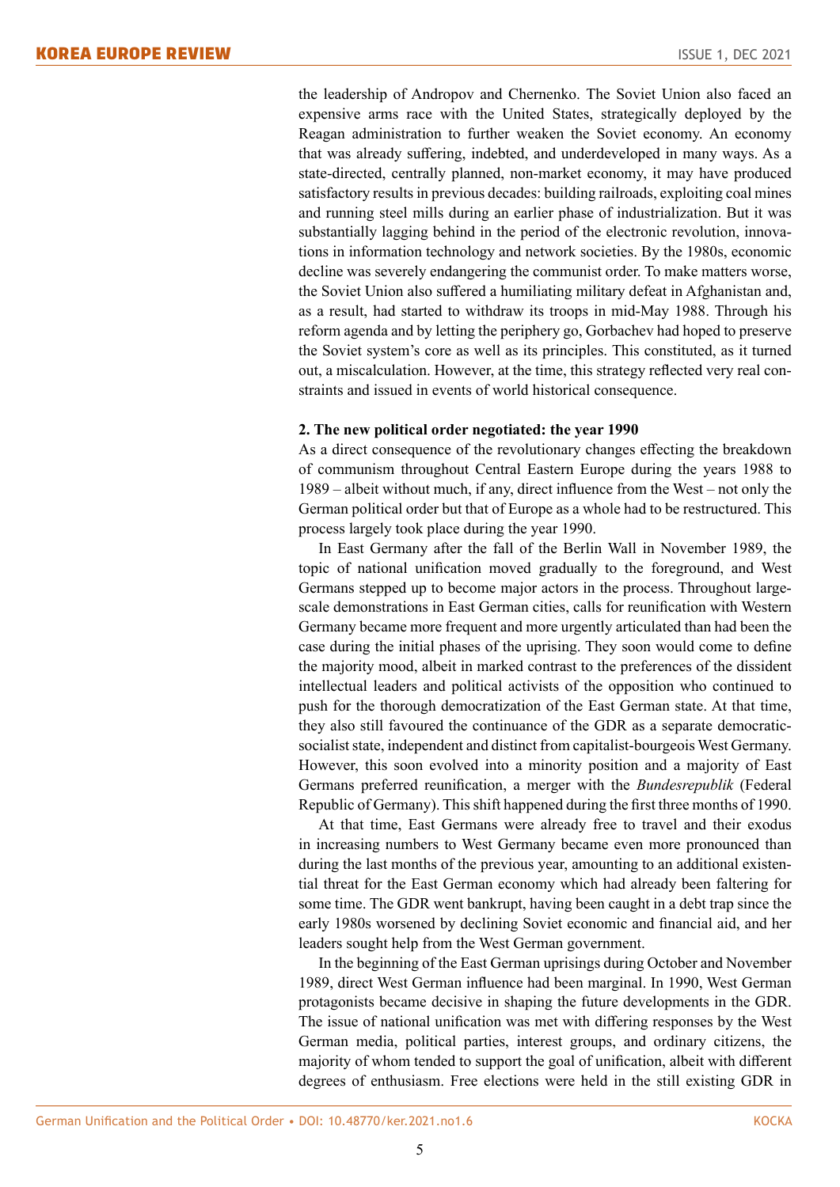the leadership of Andropov and Chernenko. The Soviet Union also faced an expensive arms race with the United States, strategically deployed by the Reagan administration to further weaken the Soviet economy. An economy that was already suffering, indebted, and underdeveloped in many ways. As a state-directed, centrally planned, non-market economy, it may have produced satisfactory results in previous decades: building railroads, exploiting coal mines and running steel mills during an earlier phase of industrialization. But it was substantially lagging behind in the period of the electronic revolution, innovations in information technology and network societies. By the 1980s, economic decline was severely endangering the communist order. To make matters worse, the Soviet Union also suffered a humiliating military defeat in Afghanistan and, as a result, had started to withdraw its troops in mid-May 1988. Through his reform agenda and by letting the periphery go, Gorbachev had hoped to preserve the Soviet system's core as well as its principles. This constituted, as it turned out, a miscalculation. However, at the time, this strategy reflected very real constraints and issued in events of world historical consequence.

**2. The new political order negotiated: the year 1990**

As a direct consequence of the revolutionary changes effecting the breakdown of communism throughout Central Eastern Europe during the years 1988 to 1989 – albeit without much, if any, direct influence from the West – not only the German political order but that of Europe as a whole had to be restructured. This process largely took place during the year 1990.

In East Germany after the fall of the Berlin Wall in November 1989, the topic of national unification moved gradually to the foreground, and West Germans stepped up to become major actors in the process. Throughout large-scale demonstrations in East German cities, calls for reunification with Western Germany became more frequent and more urgently articulated than had been the case during the initial phases of the uprising. They soon would come to define the majority mood, albeit in marked contrast to the preferences of the dissident intellectual leaders and political activists of the opposition who continued to push for the thorough democratization of the East German state. At that time, they also still favoured the continuance of the GDR as a separate democratic-socialist state, independent and distinct from capitalist-bourgeois West Germany. However, this soon evolved into a minority position and a majority of East Germans preferred reunification, a merger with the *Bundesrepublik* (Federal Republic of Germany). This shift happened during the first three months of 1990.

At that time, East Germans were already free to travel and their exodus in increasing numbers to West Germany became even more pronounced than during the last months of the previous year, amounting to an additional existential threat for the East German economy which had already been faltering for some time. The GDR went bankrupt, having been caught in a debt trap since the early 1980s worsened by declining Soviet economic and financial aid, and her leaders sought help from the West German government.

In the beginning of the East German uprisings during October and November 1989, direct West German influence had been marginal. In 1990, West German protagonists became decisive in shaping the future developments in the GDR. The issue of national unification was met with differing responses by the West German media, political parties, interest groups, and ordinary citizens, the majority of whom tended to support the goal of unification, albeit with different degrees of enthusiasm. Free elections were held in the still existing GDR in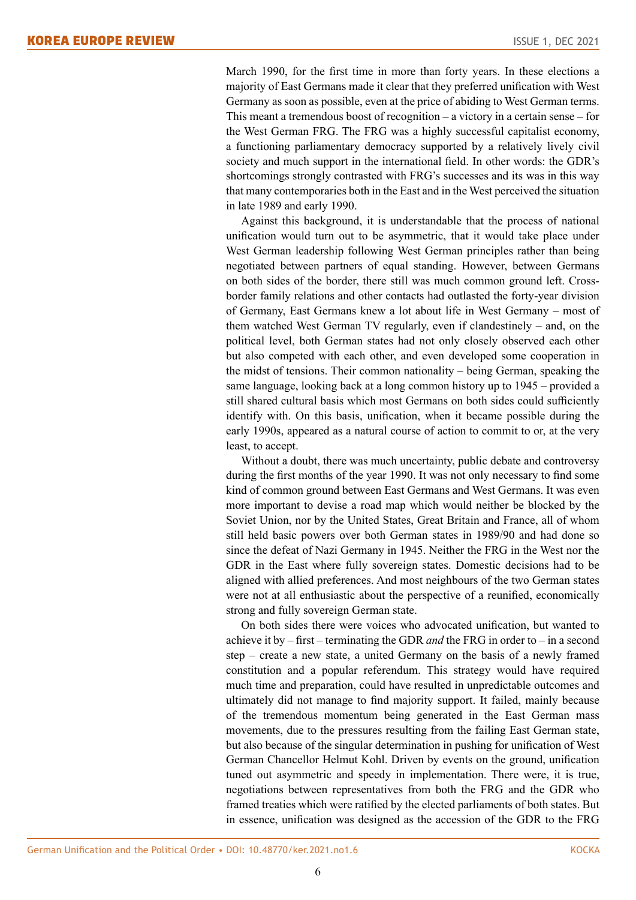March 1990, for the first time in more than forty years. In these elections a majority of East Germans made it clear that they preferred unification with West Germany as soon as possible, even at the price of abiding to West German terms. This meant a tremendous boost of recognition – a victory in a certain sense – for the West German FRG. The FRG was a highly successful capitalist economy, a functioning parliamentary democracy supported by a relatively lively civil society and much support in the international field. In other words: the GDR's shortcomings strongly contrasted with FRG's successes and its was in this way that many contemporaries both in the East and in the West perceived the situation in late 1989 and early 1990.

Against this background, it is understandable that the process of national unification would turn out to be asymmetric, that it would take place under West German leadership following West German principles rather than being negotiated between partners of equal standing. However, between Germans on both sides of the border, there still was much common ground left. Cross-border family relations and other contacts had outlasted the forty-year division of Germany, East Germans knew a lot about life in West Germany – most of them watched West German TV regularly, even if clandestinely – and, on the political level, both German states had not only closely observed each other but also competed with each other, and even developed some cooperation in the midst of tensions. Their common nationality – being German, speaking the same language, looking back at a long common history up to 1945 – provided a still shared cultural basis which most Germans on both sides could sufficiently identify with. On this basis, unification, when it became possible during the early 1990s, appeared as a natural course of action to commit to or, at the very least, to accept.

Without a doubt, there was much uncertainty, public debate and controversy during the first months of the year 1990. It was not only necessary to find some kind of common ground between East Germans and West Germans. It was even more important to devise a road map which would neither be blocked by the Soviet Union, nor by the United States, Great Britain and France, all of whom still held basic powers over both German states in 1989/90 and had done so since the defeat of Nazi Germany in 1945. Neither the FRG in the West nor the GDR in the East where fully sovereign states. Domestic decisions had to be aligned with allied preferences. And most neighbours of the two German states were not at all enthusiastic about the perspective of a reunified, economically strong and fully sovereign German state.

On both sides there were voices who advocated unification, but wanted to achieve it by – first – terminating the GDR *and* the FRG in order to – in a second step – create a new state, a united Germany on the basis of a newly framed constitution and a popular referendum. This strategy would have required much time and preparation, could have resulted in unpredictable outcomes and ultimately did not manage to find majority support. It failed, mainly because of the tremendous momentum being generated in the East German mass movements, due to the pressures resulting from the failing East German state, but also because of the singular determination in pushing for unification of West German Chancellor Helmut Kohl. Driven by events on the ground, unification tuned out asymmetric and speedy in implementation. There were, it is true, negotiations between representatives from both the FRG and the GDR who framed treaties which were ratified by the elected parliaments of both states. But in essence, unification was designed as the accession of the GDR to the FRG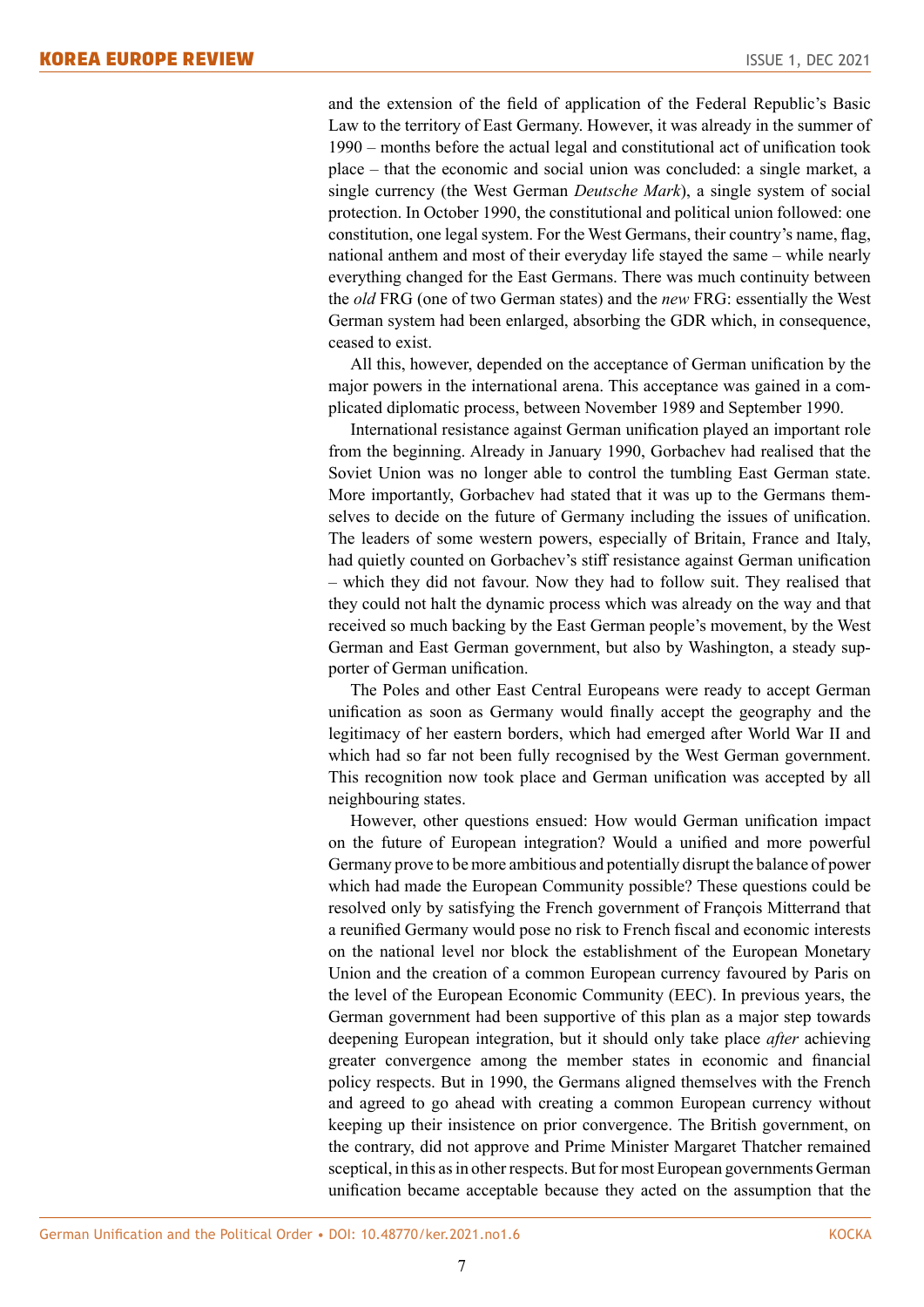and the extension of the field of application of the Federal Republic's Basic Law to the territory of East Germany. However, it was already in the summer of 1990 – months before the actual legal and constitutional act of unification took place – that the economic and social union was concluded: a single market, a single currency (the West German *Deutsche Mark*), a single system of social protection. In October 1990, the constitutional and political union followed: one constitution, one legal system. For the West Germans, their country's name, flag, national anthem and most of their everyday life stayed the same – while nearly everything changed for the East Germans. There was much continuity between the *old* FRG (one of two German states) and the *new* FRG: essentially the West German system had been enlarged, absorbing the GDR which, in consequence, ceased to exist.

All this, however, depended on the acceptance of German unification by the major powers in the international arena. This acceptance was gained in a complicated diplomatic process, between November 1989 and September 1990.

International resistance against German unification played an important role from the beginning. Already in January 1990, Gorbachev had realised that the Soviet Union was no longer able to control the tumbling East German state. More importantly, Gorbachev had stated that it was up to the Germans themselves to decide on the future of Germany including the issues of unification. The leaders of some western powers, especially of Britain, France and Italy, had quietly counted on Gorbachev's stiff resistance against German unification – which they did not favour. Now they had to follow suit. They realised that they could not halt the dynamic process which was already on the way and that received so much backing by the East German people's movement, by the West German and East German government, but also by Washington, a steady supporter of German unification.

The Poles and other East Central Europeans were ready to accept German unification as soon as Germany would finally accept the geography and the legitimacy of her eastern borders, which had emerged after World War II and which had so far not been fully recognised by the West German government. This recognition now took place and German unification was accepted by all neighbouring states.

However, other questions ensued: How would German unification impact on the future of European integration? Would a unified and more powerful Germany prove to be more ambitious and potentially disrupt the balance of power which had made the European Community possible? These questions could be resolved only by satisfying the French government of François Mitterrand that a reunified Germany would pose no risk to French fiscal and economic interests on the national level nor block the establishment of the European Monetary Union and the creation of a common European currency favoured by Paris on the level of the European Economic Community (EEC). In previous years, the German government had been supportive of this plan as a major step towards deepening European integration, but it should only take place *after* achieving greater convergence among the member states in economic and financial policy respects. But in 1990, the Germans aligned themselves with the French and agreed to go ahead with creating a common European currency without keeping up their insistence on prior convergence. The British government, on the contrary, did not approve and Prime Minister Margaret Thatcher remained sceptical, in this as in other respects. But for most European governments German unification became acceptable because they acted on the assumption that the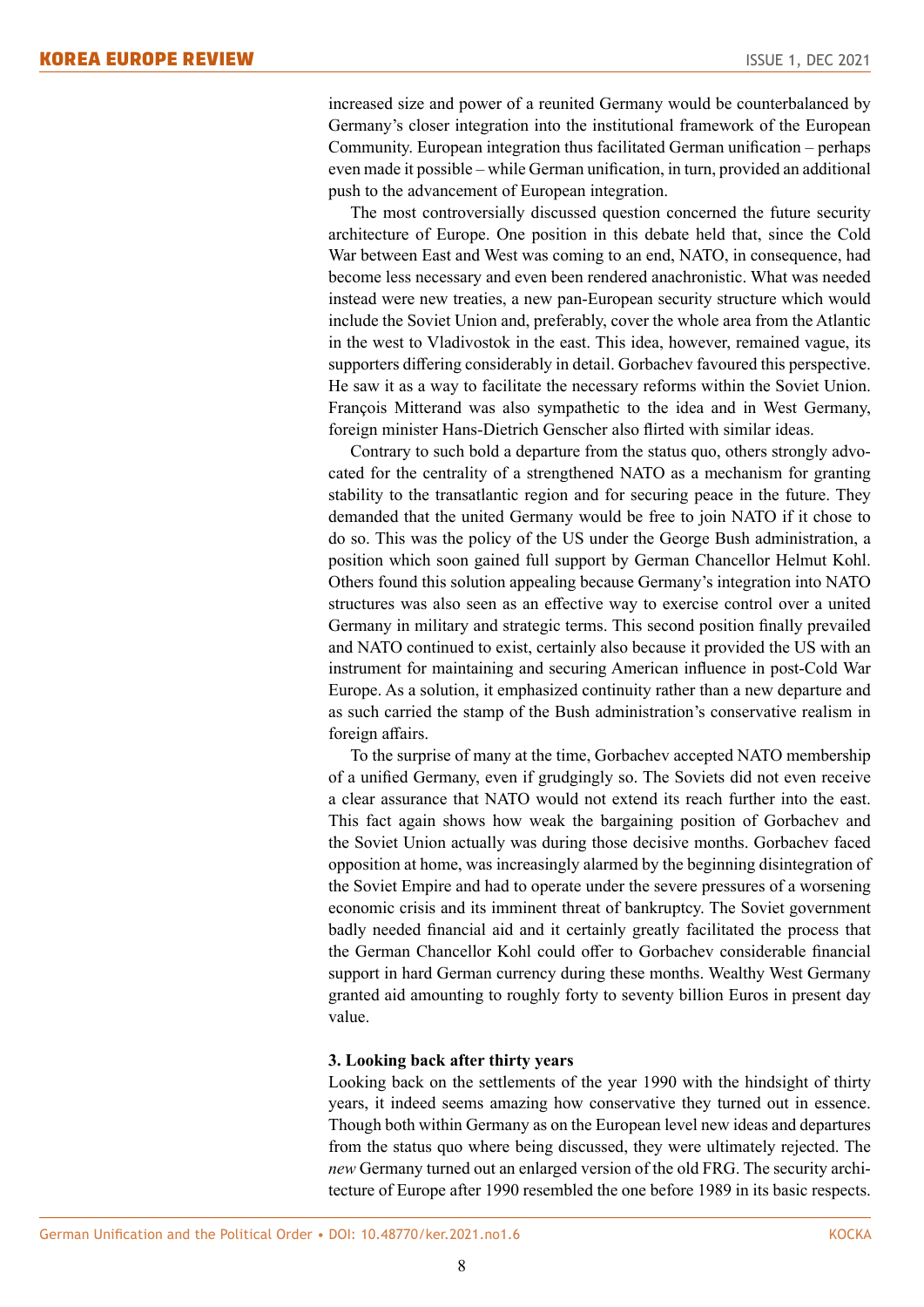increased size and power of a reunited Germany would be counterbalanced by Germany's closer integration into the institutional framework of the European Community. European integration thus facilitated German unification – perhaps even made it possible – while German unification, in turn, provided an additional push to the advancement of European integration.

The most controversially discussed question concerned the future security architecture of Europe. One position in this debate held that, since the Cold War between East and West was coming to an end, NATO, in consequence, had become less necessary and even been rendered anachronistic. What was needed instead were new treaties, a new pan-European security structure which would include the Soviet Union and, preferably, cover the whole area from the Atlantic in the west to Vladivostok in the east. This idea, however, remained vague, its supporters differing considerably in detail. Gorbachev favoured this perspective. He saw it as a way to facilitate the necessary reforms within the Soviet Union. François Mitterand was also sympathetic to the idea and in West Germany, foreign minister Hans-Dietrich Genscher also flirted with similar ideas.

Contrary to such bold a departure from the status quo, others strongly advocated for the centrality of a strengthened NATO as a mechanism for granting stability to the transatlantic region and for securing peace in the future. They demanded that the united Germany would be free to join NATO if it chose to do so. This was the policy of the US under the George Bush administration, a position which soon gained full support by German Chancellor Helmut Kohl. Others found this solution appealing because Germany's integration into NATO structures was also seen as an effective way to exercise control over a united Germany in military and strategic terms. This second position finally prevailed and NATO continued to exist, certainly also because it provided the US with an instrument for maintaining and securing American influence in post-Cold War Europe. As a solution, it emphasized continuity rather than a new departure and as such carried the stamp of the Bush administration's conservative realism in foreign affairs.

To the surprise of many at the time, Gorbachev accepted NATO membership of a unified Germany, even if grudgingly so. The Soviets did not even receive a clear assurance that NATO would not extend its reach further into the east. This fact again shows how weak the bargaining position of Gorbachev and the Soviet Union actually was during those decisive months. Gorbachev faced opposition at home, was increasingly alarmed by the beginning disintegration of the Soviet Empire and had to operate under the severe pressures of a worsening economic crisis and its imminent threat of bankruptcy. The Soviet government badly needed financial aid and it certainly greatly facilitated the process that the German Chancellor Kohl could offer to Gorbachev considerable financial support in hard German currency during these months. Wealthy West Germany granted aid amounting to roughly forty to seventy billion Euros in present day value.

### 3. Looking back after thirty years

Looking back on the settlements of the year 1990 with the hindsight of thirty years, it indeed seems amazing how conservative they turned out in essence. Though both within Germany as on the European level new ideas and departures from the status quo where being discussed, they were ultimately rejected. The *new* Germany turned out an enlarged version of the old FRG. The security architecture of Europe after 1990 resembled the one before 1989 in its basic respects.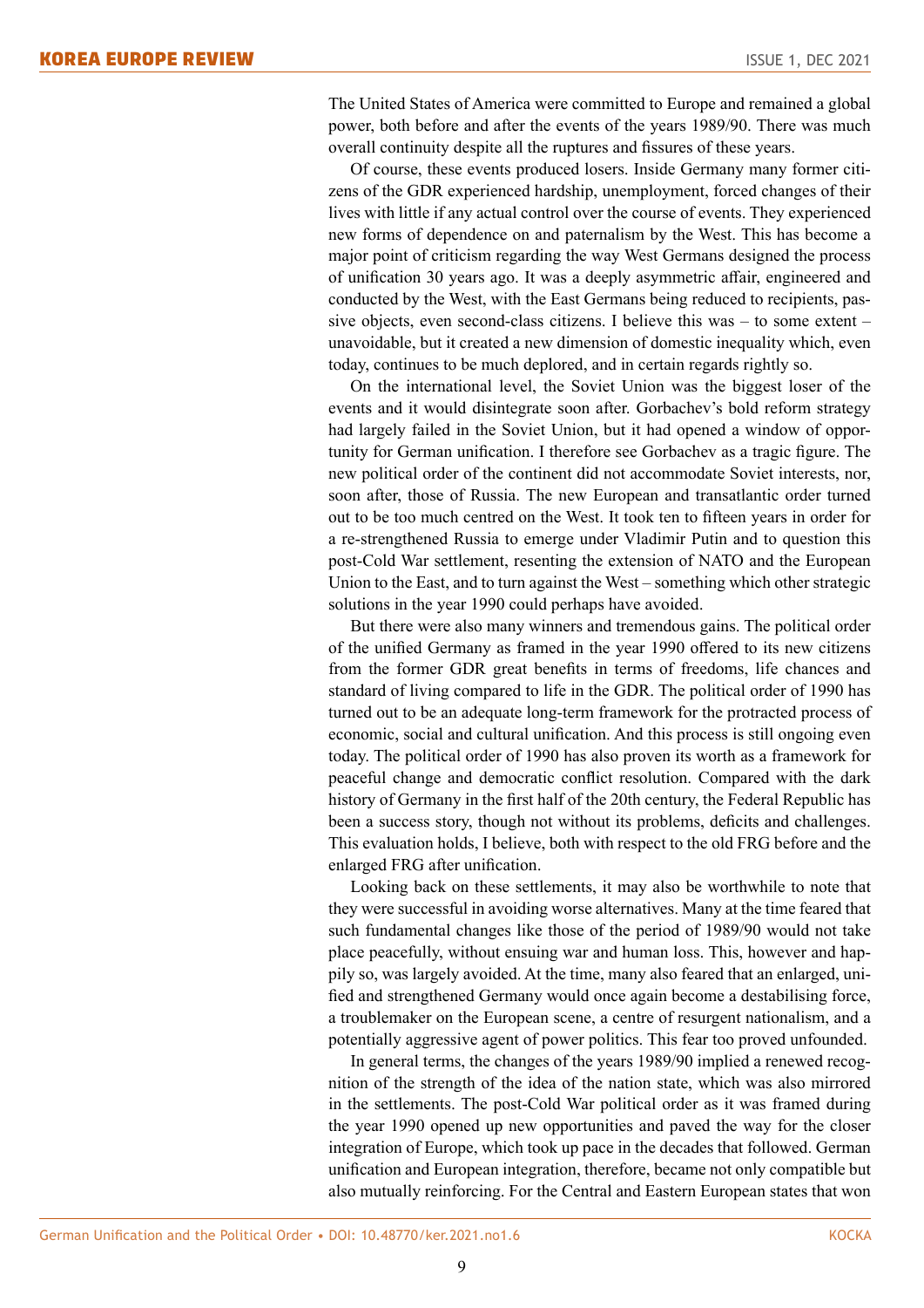The United States of America were committed to Europe and remained a global power, both before and after the events of the years 1989/90. There was much overall continuity despite all the ruptures and fissures of these years.

Of course, these events produced losers. Inside Germany many former citizens of the GDR experienced hardship, unemployment, forced changes of their lives with little if any actual control over the course of events. They experienced new forms of dependence on and paternalism by the West. This has become a major point of criticism regarding the way West Germans designed the process of unification 30 years ago. It was a deeply asymmetric affair, engineered and conducted by the West, with the East Germans being reduced to recipients, passive objects, even second-class citizens. I believe this was – to some extent – unavoidable, but it created a new dimension of domestic inequality which, even today, continues to be much deplored, and in certain regards rightly so.

On the international level, the Soviet Union was the biggest loser of the events and it would disintegrate soon after. Gorbachev's bold reform strategy had largely failed in the Soviet Union, but it had opened a window of opportunity for German unification. I therefore see Gorbachev as a tragic figure. The new political order of the continent did not accommodate Soviet interests, nor, soon after, those of Russia. The new European and transatlantic order turned out to be too much centred on the West. It took ten to fifteen years in order for a re-strengthened Russia to emerge under Vladimir Putin and to question this post-Cold War settlement, resenting the extension of NATO and the European Union to the East, and to turn against the West – something which other strategic solutions in the year 1990 could perhaps have avoided.

But there were also many winners and tremendous gains. The political order of the unified Germany as framed in the year 1990 offered to its new citizens from the former GDR great benefits in terms of freedoms, life chances and standard of living compared to life in the GDR. The political order of 1990 has turned out to be an adequate long-term framework for the protracted process of economic, social and cultural unification. And this process is still ongoing even today. The political order of 1990 has also proven its worth as a framework for peaceful change and democratic conflict resolution. Compared with the dark history of Germany in the first half of the 20th century, the Federal Republic has been a success story, though not without its problems, deficits and challenges. This evaluation holds, I believe, both with respect to the old FRG before and the enlarged FRG after unification.

Looking back on these settlements, it may also be worthwhile to note that they were successful in avoiding worse alternatives. Many at the time feared that such fundamental changes like those of the period of 1989/90 would not take place peacefully, without ensuing war and human loss. This, however and happily so, was largely avoided. At the time, many also feared that an enlarged, unified and strengthened Germany would once again become a destabilising force, a troublemaker on the European scene, a centre of resurgent nationalism, and a potentially aggressive agent of power politics. This fear too proved unfounded.

In general terms, the changes of the years 1989/90 implied a renewed recognition of the strength of the idea of the nation state, which was also mirrored in the settlements. The post-Cold War political order as it was framed during the year 1990 opened up new opportunities and paved the way for the closer integration of Europe, which took up pace in the decades that followed. German unification and European integration, therefore, became not only compatible but also mutually reinforcing. For the Central and Eastern European states that won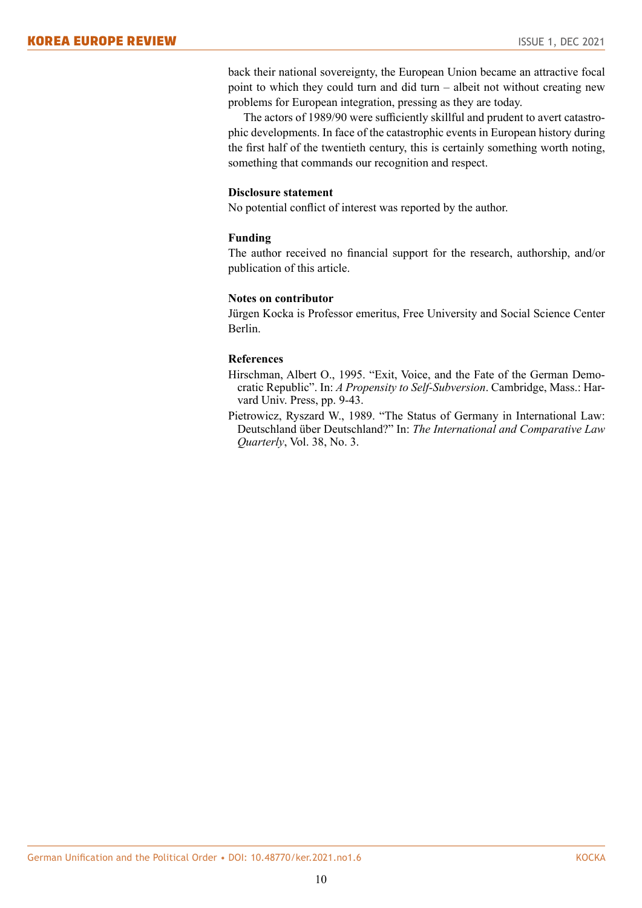back their national sovereignty, the European Union became an attractive focal point to which they could turn and did turn – albeit not without creating new problems for European integration, pressing as they are today.

The actors of 1989/90 were sufficiently skillful and prudent to avert catastrophic developments. In face of the catastrophic events in European history during the first half of the twentieth century, this is certainly something worth noting, something that commands our recognition and respect.

**Disclosure statement**

No potential conflict of interest was reported by the author.

**Funding**

The author received no financial support for the research, authorship, and/or publication of this article.

**Notes on contributor**

Jürgen Kocka is Professor emeritus, Free University and Social Science Center Berlin.

**References**

Hirschman, Albert O., 1995. "Exit, Voice, and the Fate of the German Democratic Republic". In: *A Propensity to Self-Subversion*. Cambridge, Mass.: Harvard Univ. Press, pp. 9-43.

Pietrowicz, Ryszard W., 1989. "The Status of Germany in International Law: Deutschland über Deutschland?" In: *The International and Comparative Law Quarterly*, Vol. 38, No. 3.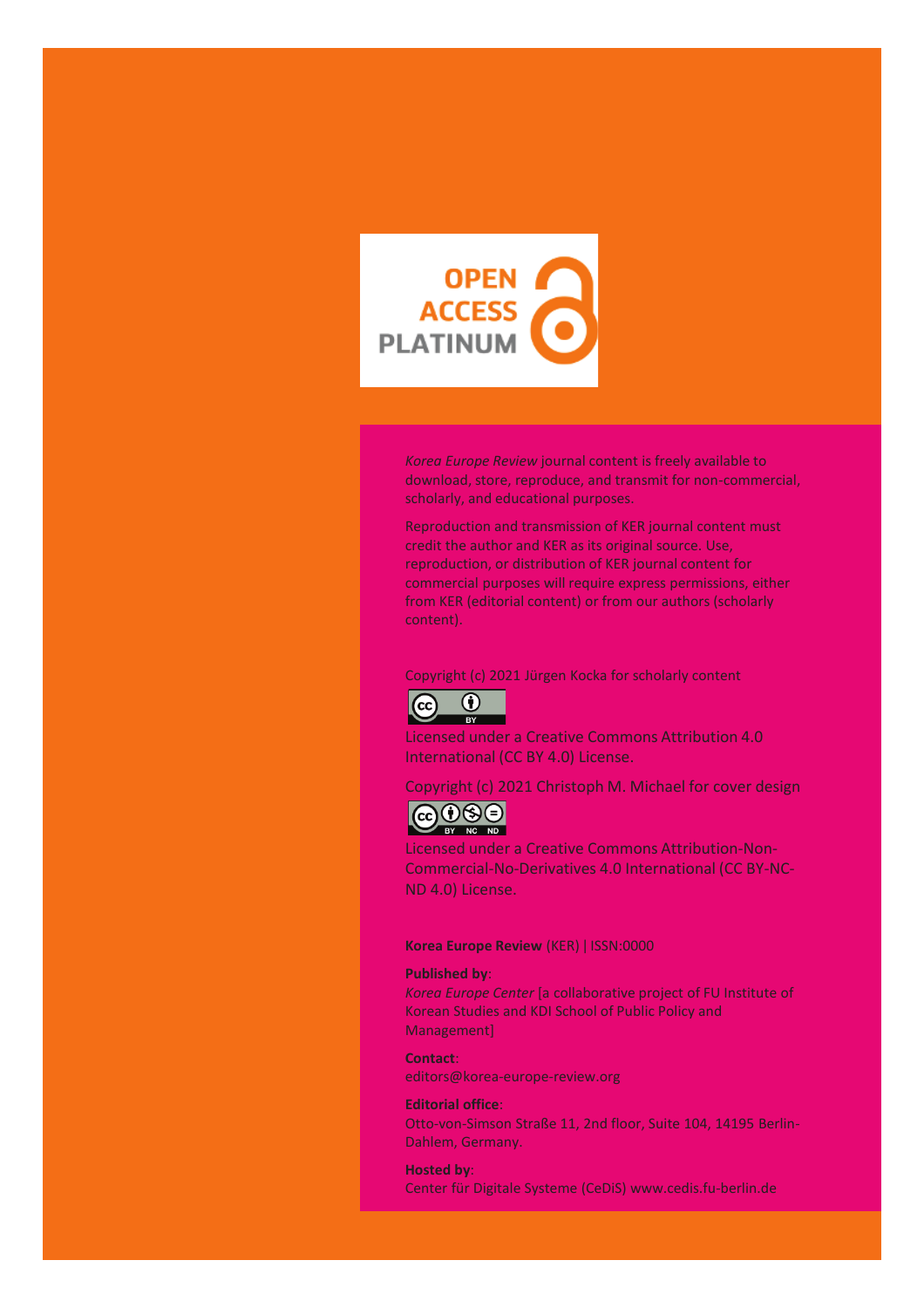OPEN
ACCESS
PLATINUM

*Korea Europe Review* journal content is freely available to download, store, reproduce, and transmit for non-commercial, scholarly, and educational purposes.

Reproduction and transmission of KER journal content must credit the author and KER as its original source. Use, reproduction, or distribution of KER journal content for commercial purposes will require express permissions, either from KER (editorial content) or from our authors (scholarly content).

Copyright (c) 2021 Jürgen Kocka for scholarly content

Licensed under a Creative Commons Attribution 4.0 International (CC BY 4.0) License.

Copyright (c) 2021 Christoph M. Michael for cover design

Licensed under a Creative Commons Attribution-Non-Commercial-No-Derivatives 4.0 International (CC BY-NC-ND 4.0) License.

**Korea Europe Review** (KER) | ISSN:0000

**Published by**:
*Korea Europe Center* [a collaborative project of FU Institute of Korean Studies and KDI School of Public Policy and Management]

**Contact**:
editors@korea-europe-review.org

**Editorial office**:
Otto-von-Simson Straße 11, 2nd floor, Suite 104, 14195 Berlin-Dahlem, Germany.

**Hosted by**:
Center für Digitale Systeme (CeDiS) www.cedis.fu-berlin.de